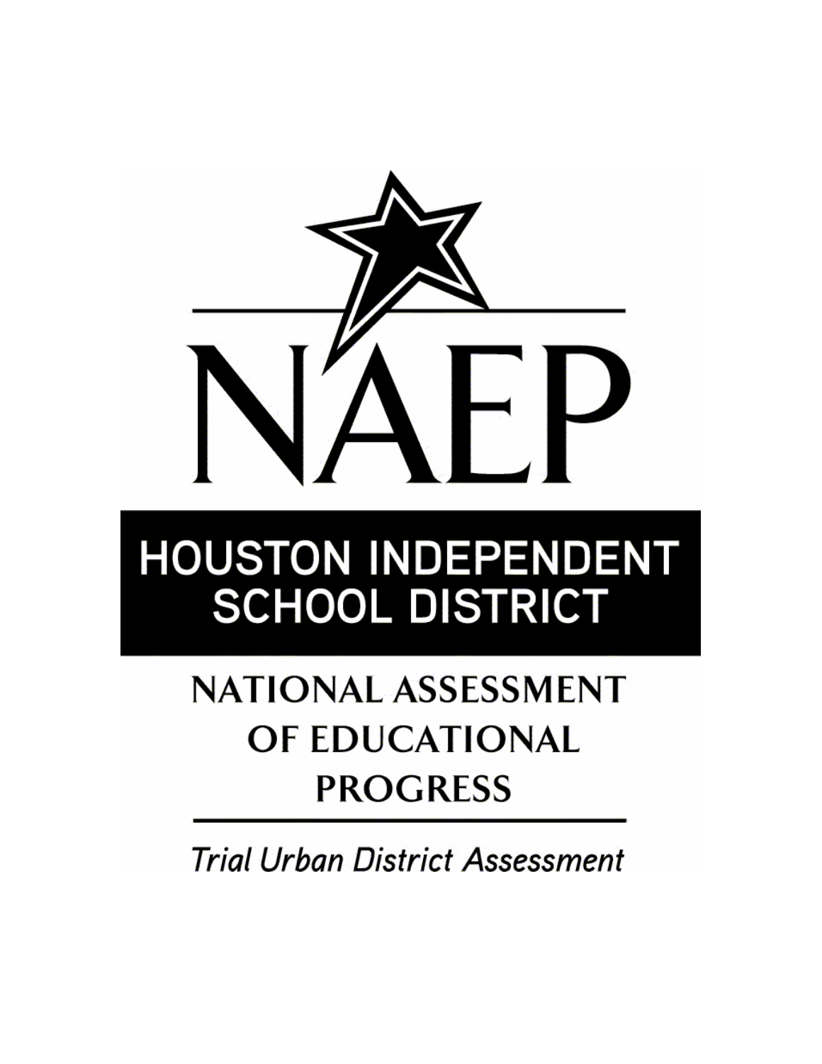# NAEP

## HOUSTON INDEPENDENT SCHOOL DISTRICT

## NATIONAL ASSESSMENT OF EDUCATIONAL PROGRESS

*Trial Urban District Assessment*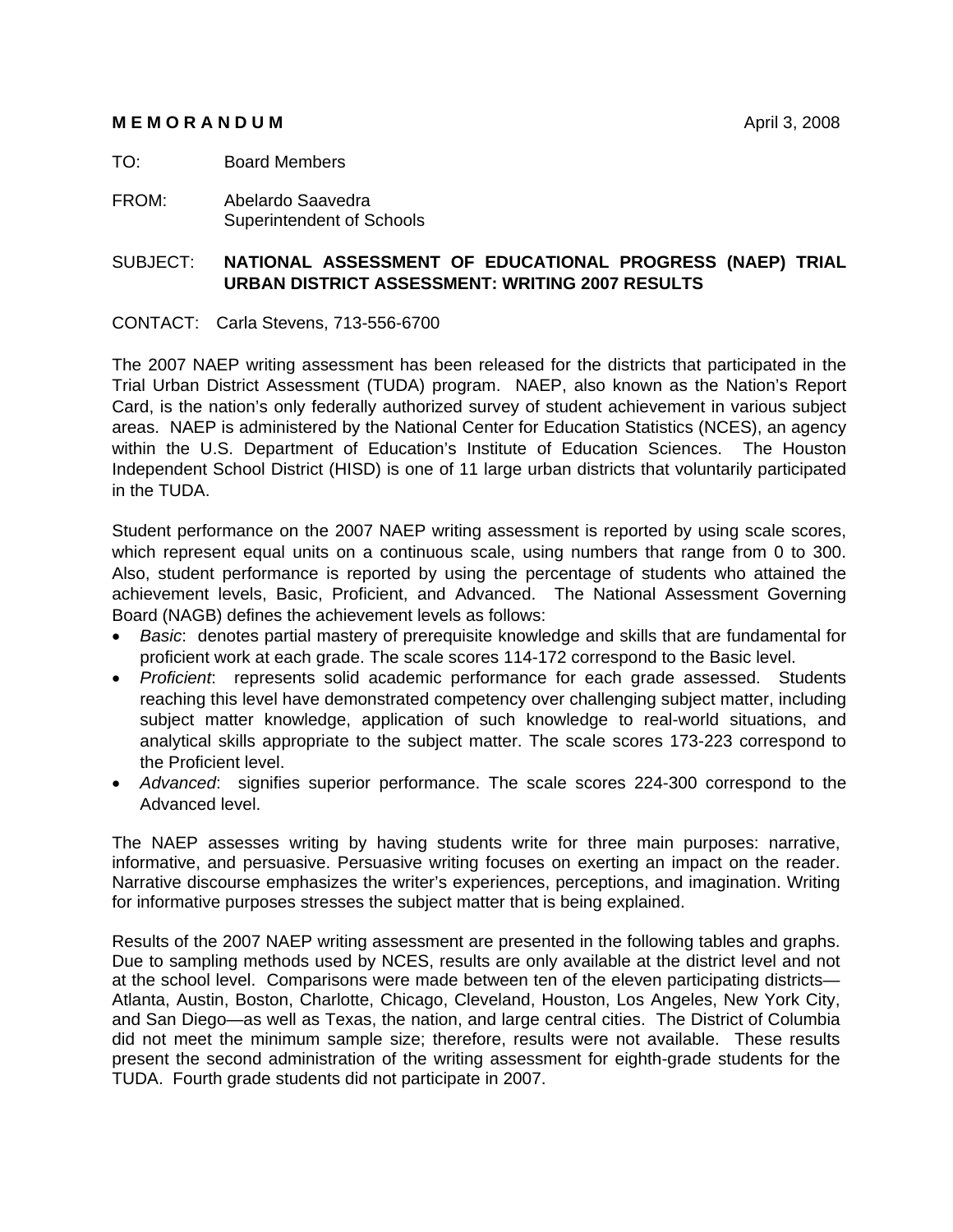**M E M O R A N D U M** April 3, 2008

TO: Board Members

FROM: Abelardo Saavedra
Superintendent of Schools

SUBJECT: **NATIONAL ASSESSMENT OF EDUCATIONAL PROGRESS (NAEP) TRIAL URBAN DISTRICT ASSESSMENT: WRITING 2007 RESULTS**

CONTACT: Carla Stevens, 713-556-6700

The 2007 NAEP writing assessment has been released for the districts that participated in the Trial Urban District Assessment (TUDA) program. NAEP, also known as the Nation's Report Card, is the nation's only federally authorized survey of student achievement in various subject areas. NAEP is administered by the National Center for Education Statistics (NCES), an agency within the U.S. Department of Education's Institute of Education Sciences. The Houston Independent School District (HISD) is one of 11 large urban districts that voluntarily participated in the TUDA.

Student performance on the 2007 NAEP writing assessment is reported by using scale scores, which represent equal units on a continuous scale, using numbers that range from 0 to 300. Also, student performance is reported by using the percentage of students who attained the achievement levels, Basic, Proficient, and Advanced. The National Assessment Governing Board (NAGB) defines the achievement levels as follows:

- *Basic*: denotes partial mastery of prerequisite knowledge and skills that are fundamental for proficient work at each grade. The scale scores 114-172 correspond to the Basic level.
- *Proficient*: represents solid academic performance for each grade assessed. Students reaching this level have demonstrated competency over challenging subject matter, including subject matter knowledge, application of such knowledge to real-world situations, and analytical skills appropriate to the subject matter. The scale scores 173-223 correspond to the Proficient level.
- *Advanced*: signifies superior performance. The scale scores 224-300 correspond to the Advanced level.

The NAEP assesses writing by having students write for three main purposes: narrative, informative, and persuasive. Persuasive writing focuses on exerting an impact on the reader. Narrative discourse emphasizes the writer's experiences, perceptions, and imagination. Writing for informative purposes stresses the subject matter that is being explained.

Results of the 2007 NAEP writing assessment are presented in the following tables and graphs. Due to sampling methods used by NCES, results are only available at the district level and not at the school level. Comparisons were made between ten of the eleven participating districts—Atlanta, Austin, Boston, Charlotte, Chicago, Cleveland, Houston, Los Angeles, New York City, and San Diego—as well as Texas, the nation, and large central cities. The District of Columbia did not meet the minimum sample size; therefore, results were not available. These results present the second administration of the writing assessment for eighth-grade students for the TUDA. Fourth grade students did not participate in 2007.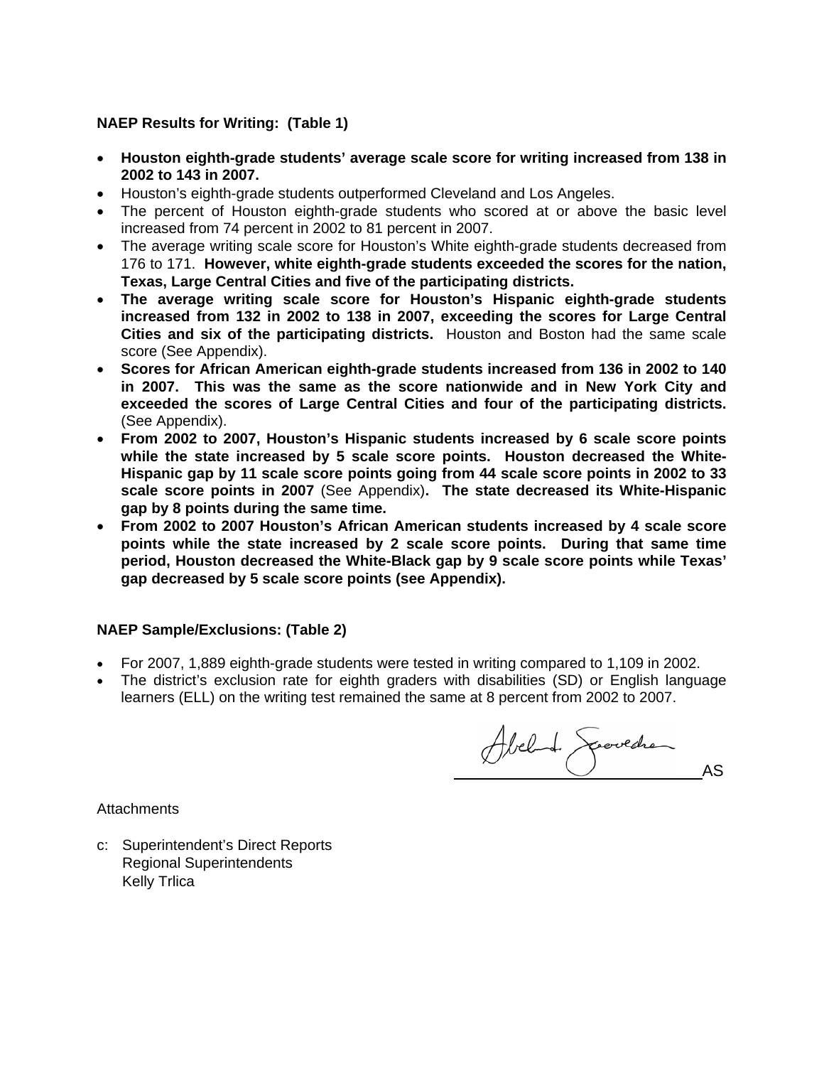**NAEP Results for Writing: (Table 1)**

- **Houston eighth-grade students' average scale score for writing increased from 138 in 2002 to 143 in 2007.**
- Houston's eighth-grade students outperformed Cleveland and Los Angeles.
- The percent of Houston eighth-grade students who scored at or above the basic level increased from 74 percent in 2002 to 81 percent in 2007.
- The average writing scale score for Houston's White eighth-grade students decreased from 176 to 171. **However, white eighth-grade students exceeded the scores for the nation, Texas, Large Central Cities and five of the participating districts.**
- **The average writing scale score for Houston's Hispanic eighth-grade students increased from 132 in 2002 to 138 in 2007, exceeding the scores for Large Central Cities and six of the participating districts.** Houston and Boston had the same scale score (See Appendix).
- **Scores for African American eighth-grade students increased from 136 in 2002 to 140 in 2007. This was the same as the score nationwide and in New York City and exceeded the scores of Large Central Cities and four of the participating districts.** (See Appendix).
- **From 2002 to 2007, Houston's Hispanic students increased by 6 scale score points while the state increased by 5 scale score points. Houston decreased the White-Hispanic gap by 11 scale score points going from 44 scale score points in 2002 to 33 scale score points in 2007** (See Appendix)**. The state decreased its White-Hispanic gap by 8 points during the same time.**
- **From 2002 to 2007 Houston's African American students increased by 4 scale score points while the state increased by 2 scale score points. During that same time period, Houston decreased the White-Black gap by 9 scale score points while Texas' gap decreased by 5 scale score points (see Appendix).**

**NAEP Sample/Exclusions: (Table 2)**

- For 2007, 1,889 eighth-grade students were tested in writing compared to 1,109 in 2002.
- The district's exclusion rate for eighth graders with disabilities (SD) or English language learners (ELL) on the writing test remained the same at 8 percent from 2002 to 2007.

Abelardo Saavedra
AS

Attachments

c: Superintendent's Direct Reports
Regional Superintendents
Kelly Trlica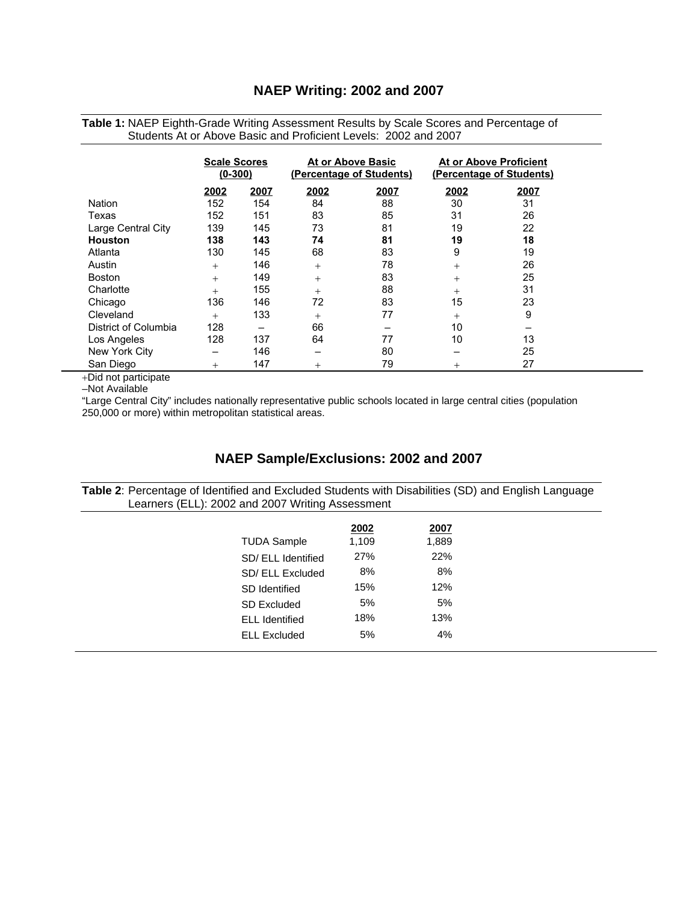## NAEP Writing: 2002 and 2007

**Table 1:** NAEP Eighth-Grade Writing Assessment Results by Scale Scores and Percentage of Students At or Above Basic and Proficient Levels: 2002 and 2007

| | Scale Scores (0-300) | | At or Above Basic (Percentage of Students) | | At or Above Proficient (Percentage of Students) | |
|---|---|---|---|---|---|---|
| | 2002 | 2007 | 2002 | 2007 | 2002 | 2007 |
| Nation | 152 | 154 | 84 | 88 | 30 | 31 |
| Texas | 152 | 151 | 83 | 85 | 31 | 26 |
| Large Central City | 139 | 145 | 73 | 81 | 19 | 22 |
| **Houston** | **138** | **143** | **74** | **81** | **19** | **18** |
| Atlanta | 130 | 145 | 68 | 83 | 9 | 19 |
| Austin | + | 146 | + | 78 | + | 26 |
| Boston | + | 149 | + | 83 | + | 25 |
| Charlotte | + | 155 | + | 88 | + | 31 |
| Chicago | 136 | 146 | 72 | 83 | 15 | 23 |
| Cleveland | + | 133 | + | 77 | + | 9 |
| District of Columbia | 128 | – | 66 | – | 10 | – |
| Los Angeles | 128 | 137 | 64 | 77 | 10 | 13 |
| New York City | – | 146 | – | 80 | – | 25 |
| San Diego | + | 147 | + | 79 | + | 27 |

+Did not participate

–Not Available

"Large Central City" includes nationally representative public schools located in large central cities (population 250,000 or more) within metropolitan statistical areas.

## NAEP Sample/Exclusions: 2002 and 2007

**Table 2**: Percentage of Identified and Excluded Students with Disabilities (SD) and English Language Learners (ELL): 2002 and 2007 Writing Assessment

| | 2002 | 2007 |
|---|---|---|
| TUDA Sample | 1,109 | 1,889 |
| SD/ ELL Identified | 27% | 22% |
| SD/ ELL Excluded | 8% | 8% |
| SD Identified | 15% | 12% |
| SD Excluded | 5% | 5% |
| ELL Identified | 18% | 13% |
| ELL Excluded | 5% | 4% |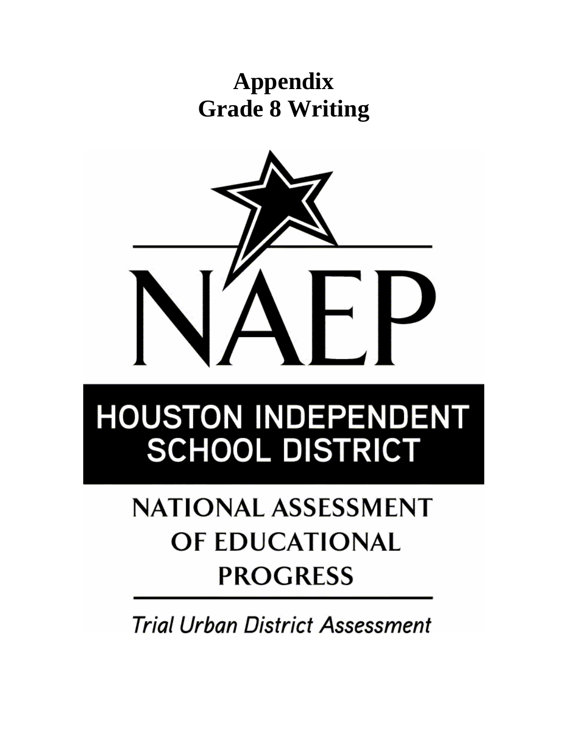# Appendix
# Grade 8 Writing

NAEP

HOUSTON INDEPENDENT SCHOOL DISTRICT

NATIONAL ASSESSMENT OF EDUCATIONAL PROGRESS

*Trial Urban District Assessment*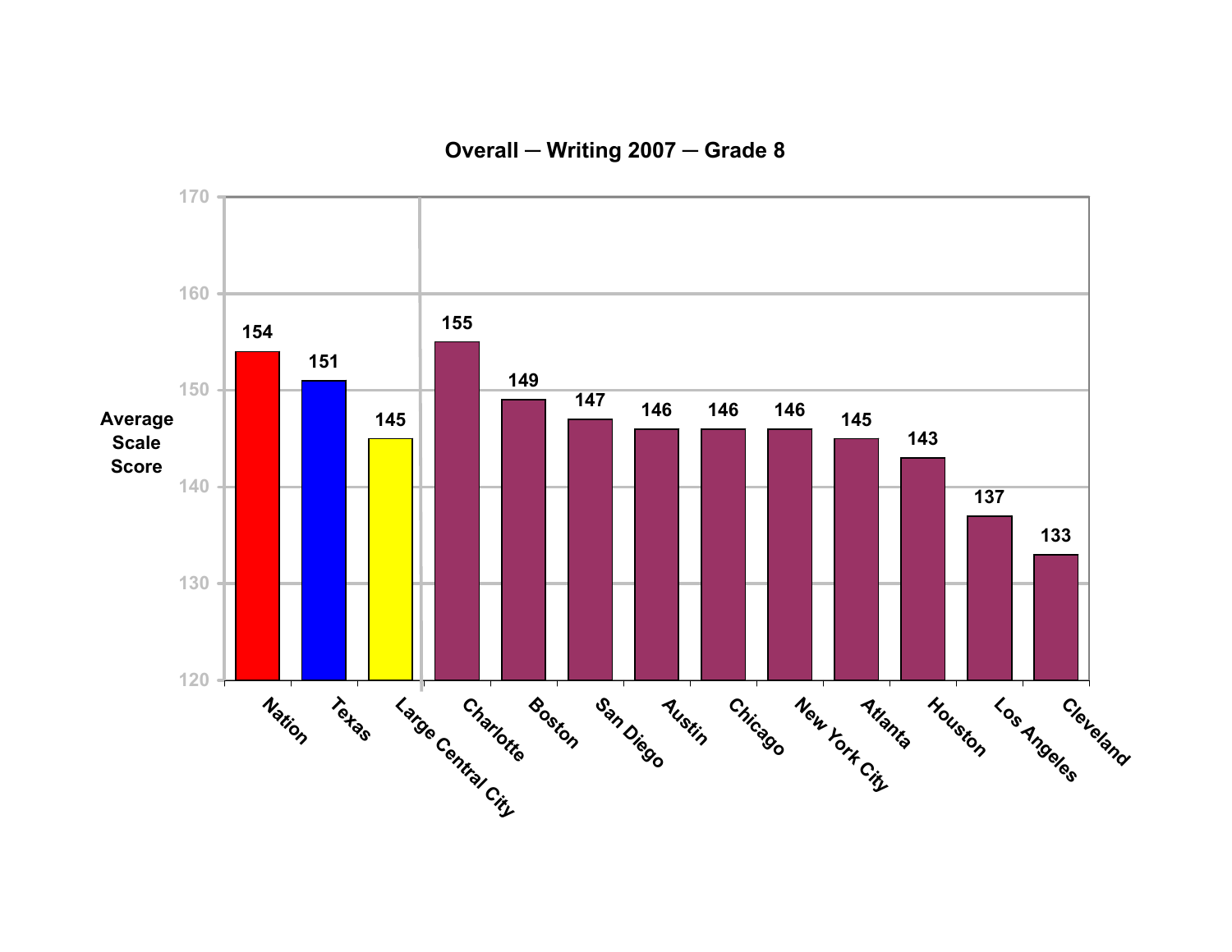## Overall — Writing 2007 — Grade 8

| | Average Scale Score |
|---|---|
| Nation | 154 |
| Texas | 151 |
| Large Central City | 145 |
| Charlotte | 155 |
| Boston | 149 |
| San Diego | 147 |
| Austin | 146 |
| Chicago | 146 |
| New York City | 146 |
| Atlanta | 145 |
| Houston | 143 |
| Los Angeles | 137 |
| Cleveland | 133 |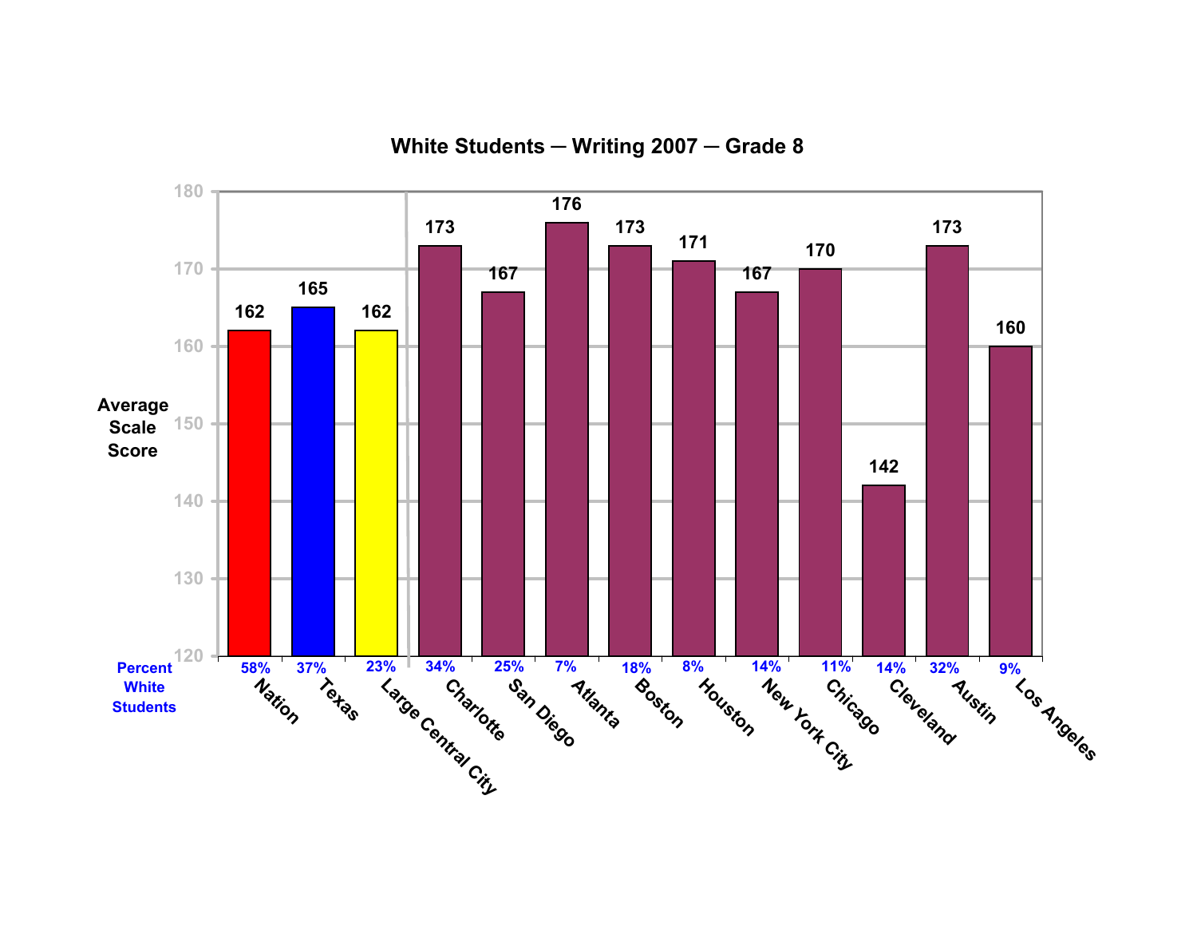## White Students — Writing 2007 — Grade 8

| Jurisdiction | Average Scale Score | Percent White Students |
|---|---|---|
| Nation | 162 | 58% |
| Texas | 165 | 37% |
| Large Central City | 162 | 23% |
| Charlotte | 173 | 34% |
| San Diego | 167 | 25% |
| Atlanta | 176 | 7% |
| Boston | 173 | 18% |
| Houston | 171 | 8% |
| New York City | 167 | 14% |
| Chicago | 170 | 11% |
| Cleveland | 142 | 14% |
| Austin | 173 | 32% |
| Los Angeles | 160 | 9% |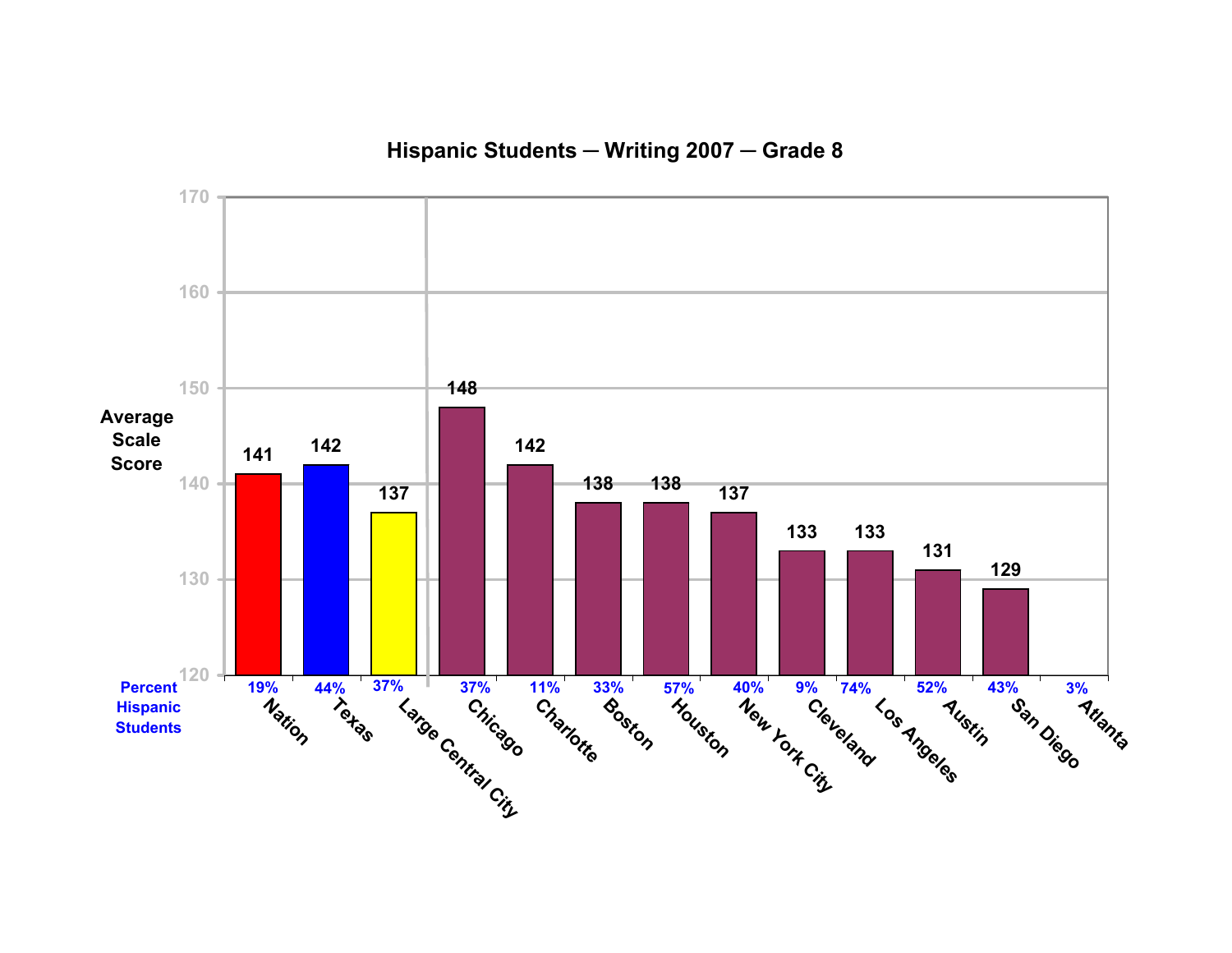# Hispanic Students — Writing 2007 — Grade 8

| Jurisdiction | Average Scale Score | Percent Hispanic Students |
|---|---|---|
| Nation | 141 | 19% |
| Texas | 142 | 44% |
| Large Central City | 137 | 37% |
| Chicago | 148 | 37% |
| Charlotte | 142 | 11% |
| Boston | 138 | 33% |
| Houston | 138 | 57% |
| New York City | 137 | 40% |
| Cleveland | 133 | 9% |
| Los Angeles | 133 | 74% |
| Austin | 131 | 52% |
| San Diego | 129 | 43% |
| Atlanta | | 3% |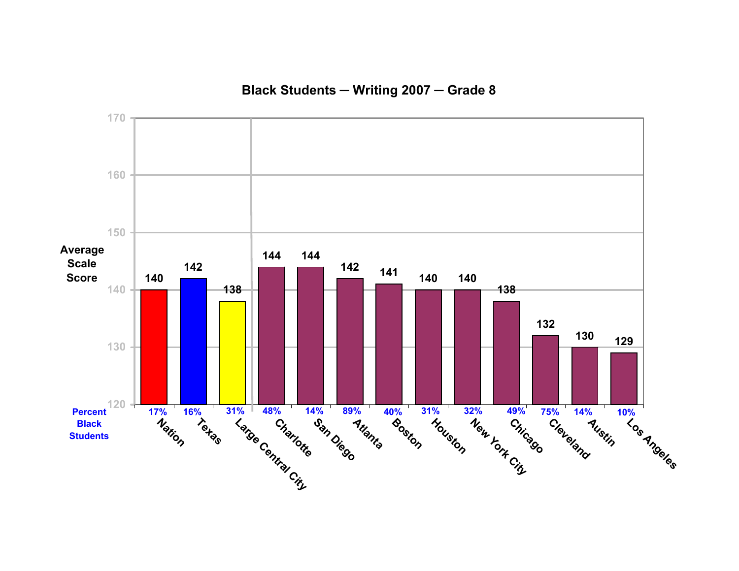# Black Students — Writing 2007 — Grade 8

| Jurisdiction | Average Scale Score | Percent Black Students |
|---|---|---|
| Nation | 140 | 17% |
| Texas | 142 | 16% |
| Large Central City | 138 | 31% |
| Charlotte | 144 | 48% |
| San Diego | 144 | 14% |
| Atlanta | 142 | 89% |
| Boston | 141 | 40% |
| Houston | 140 | 31% |
| New York City | 140 | 32% |
| Chicago | 138 | 49% |
| Cleveland | 132 | 75% |
| Austin | 130 | 14% |
| Los Angeles | 129 | 10% |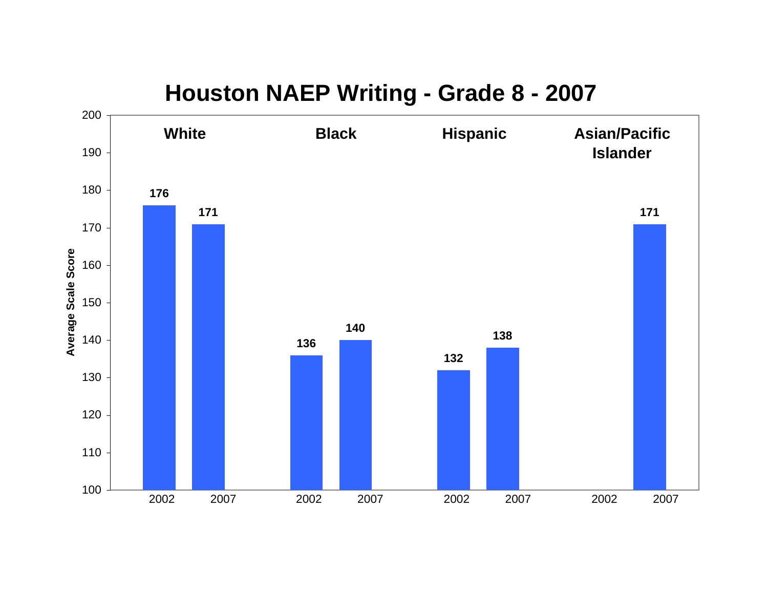# Houston NAEP Writing - Grade 8 - 2007

| Group | 2002 | 2007 |
| --- | --- | --- |
| White | 176 | 171 |
| Black | 136 | 140 |
| Hispanic | 132 | 138 |
| Asian/Pacific Islander | | 171 |

Average Scale Score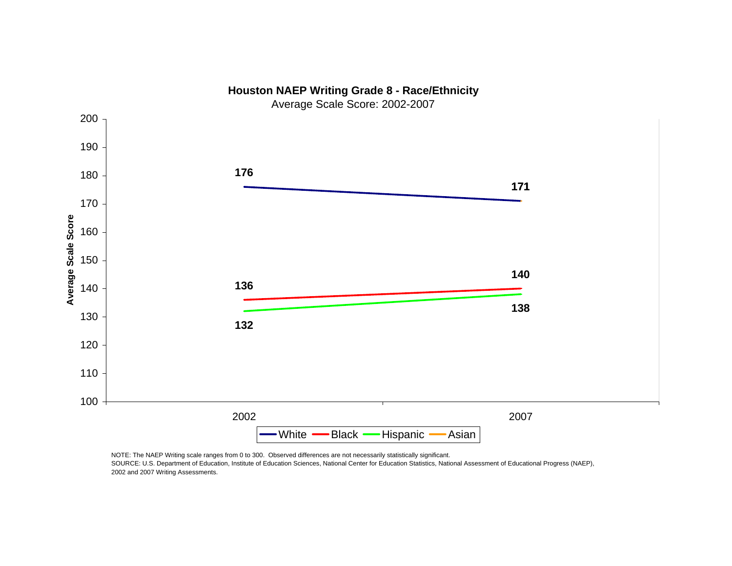**Houston NAEP Writing Grade 8 - Race/Ethnicity**

Average Scale Score: 2002-2007

| Race/Ethnicity | 2002 | 2007 |
|---|---|---|
| White | 176 | 171 |
| Black | 136 | 140 |
| Hispanic | 132 | 138 |
| Asian | | |

NOTE: The NAEP Writing scale ranges from 0 to 300. Observed differences are not necessarily statistically significant.

SOURCE: U.S. Department of Education, Institute of Education Sciences, National Center for Education Statistics, National Assessment of Educational Progress (NAEP), 2002 and 2007 Writing Assessments.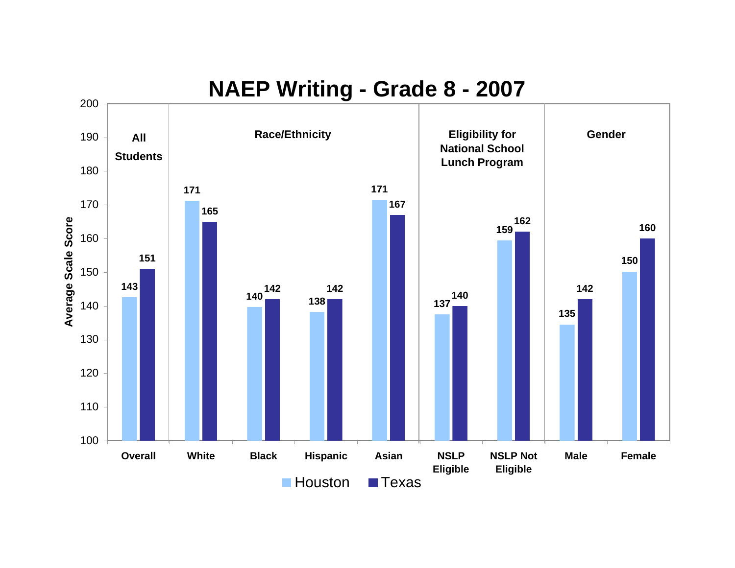# NAEP Writing - Grade 8 - 2007

| Category | Group | Houston | Texas |
|---|---|---|---|
| All Students | Overall | 143 | 151 |
| Race/Ethnicity | White | 171 | 165 |
| Race/Ethnicity | Black | 140 | 142 |
| Race/Ethnicity | Hispanic | 138 | 142 |
| Race/Ethnicity | Asian | 171 | 167 |
| Eligibility for National School Lunch Program | NSLP Eligible | 137 | 140 |
| Eligibility for National School Lunch Program | NSLP Not Eligible | 159 | 162 |
| Gender | Male | 135 | 142 |
| Gender | Female | 150 | 160 |

Average Scale Score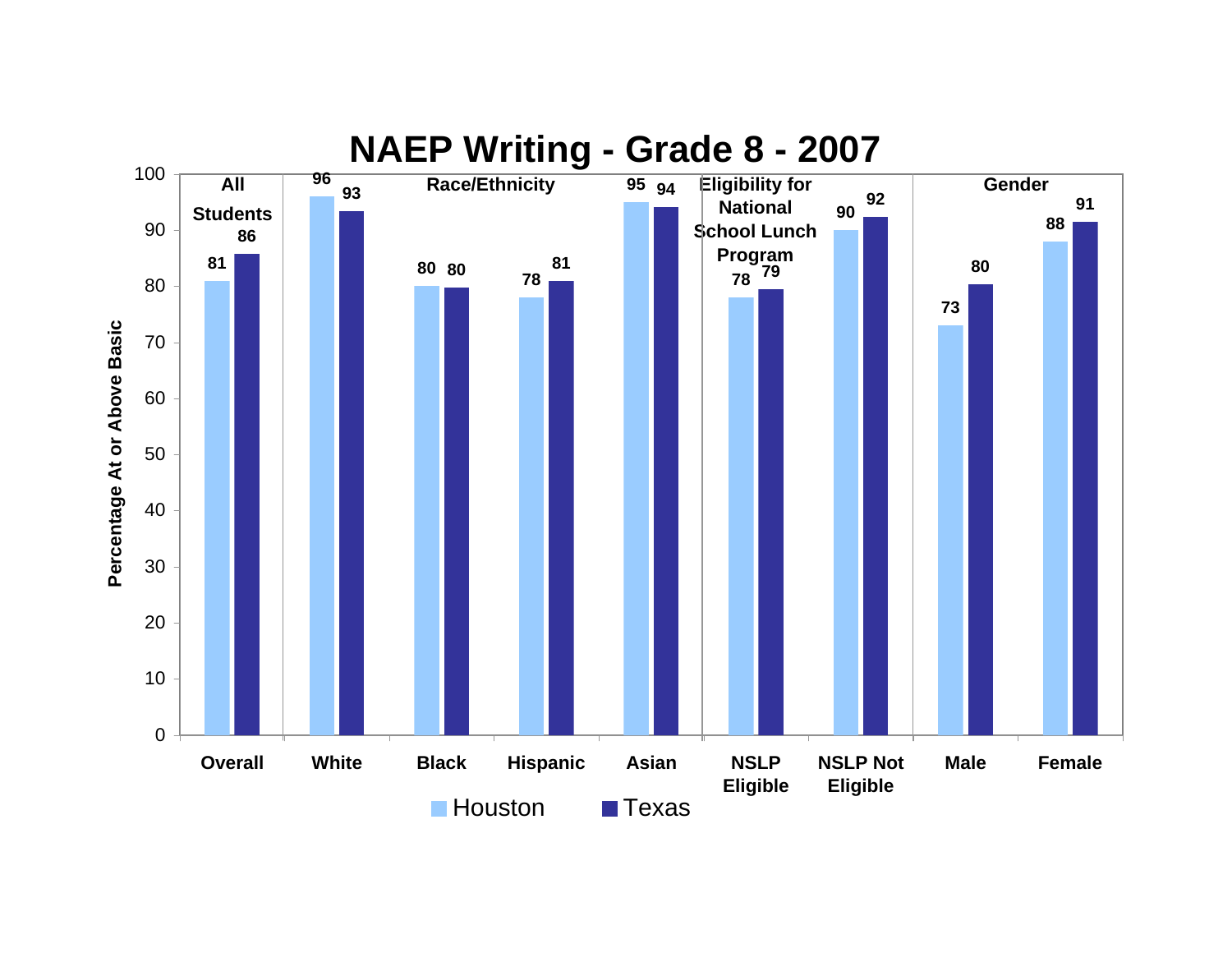# NAEP Writing - Grade 8 - 2007

Percentage At or Above Basic

| Group | Category | Houston | Texas |
|---|---|---|---|
| All Students | Overall | 81 | 86 |
| Race/Ethnicity | White | 96 | 93 |
| | Black | 80 | 80 |
| | Hispanic | 78 | 81 |
| | Asian | 95 | 94 |
| Eligibility for National School Lunch Program | NSLP Eligible | 78 | 79 |
| | NSLP Not Eligible | 90 | 92 |
| Gender | Male | 73 | 80 |
| | Female | 88 | 91 |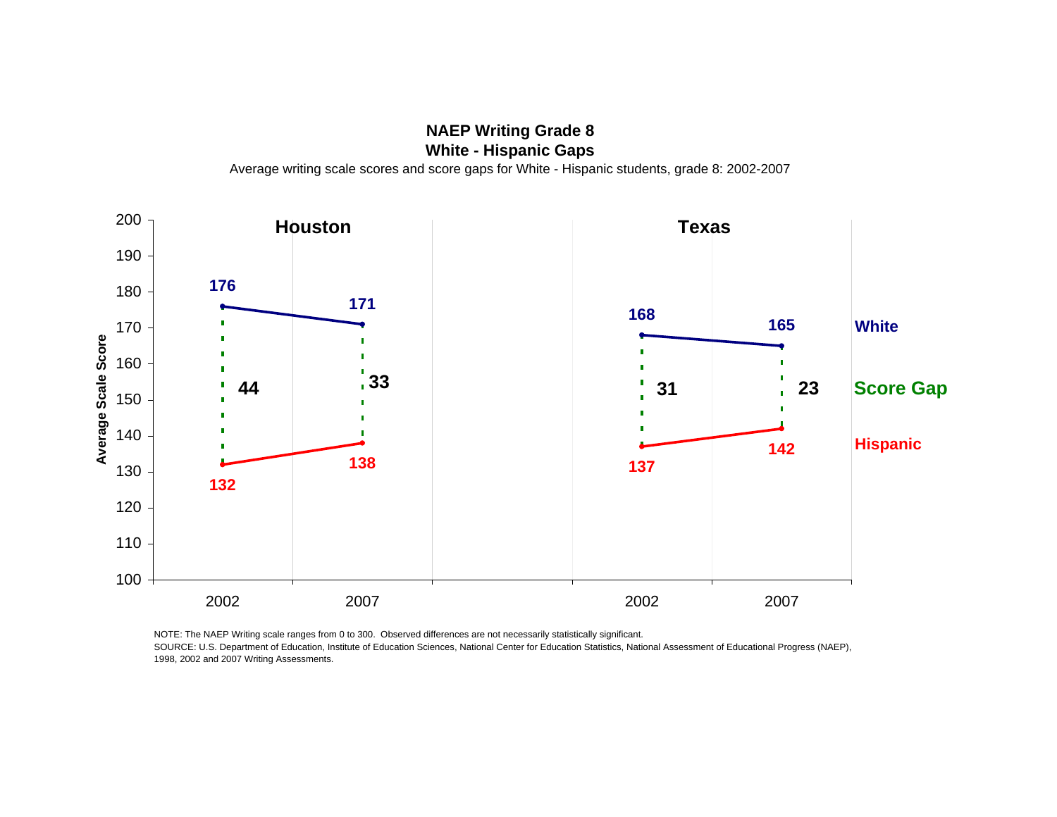**NAEP Writing Grade 8**

**White - Hispanic Gaps**

Average writing scale scores and score gaps for White - Hispanic students, grade 8: 2002-2007

| | Houston 2002 | Houston 2007 | Texas 2002 | Texas 2007 |
|---|---|---|---|---|
| White | 176 | 171 | 168 | 165 |
| Score Gap | 44 | 33 | 31 | 23 |
| Hispanic | 132 | 138 | 137 | 142 |

NOTE: The NAEP Writing scale ranges from 0 to 300. Observed differences are not necessarily statistically significant.

SOURCE: U.S. Department of Education, Institute of Education Sciences, National Center for Education Statistics, National Assessment of Educational Progress (NAEP), 1998, 2002 and 2007 Writing Assessments.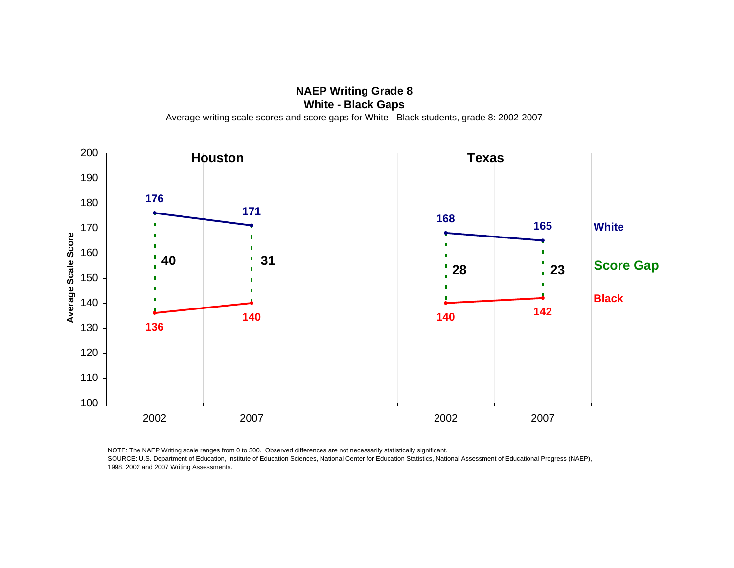**NAEP Writing Grade 8**

**White - Black Gaps**

Average writing scale scores and score gaps for White - Black students, grade 8: 2002-2007

Houston

Texas

Average Scale Score

200
190
180
170
160
150
140
130
120
110
100

176
171
40
31
136
140

168
165
28
23
140
142

2002
2007
2002
2007

White

Score Gap

Black

NOTE: The NAEP Writing scale ranges from 0 to 300. Observed differences are not necessarily statistically significant.

SOURCE: U.S. Department of Education, Institute of Education Sciences, National Center for Education Statistics, National Assessment of Educational Progress (NAEP), 1998, 2002 and 2007 Writing Assessments.